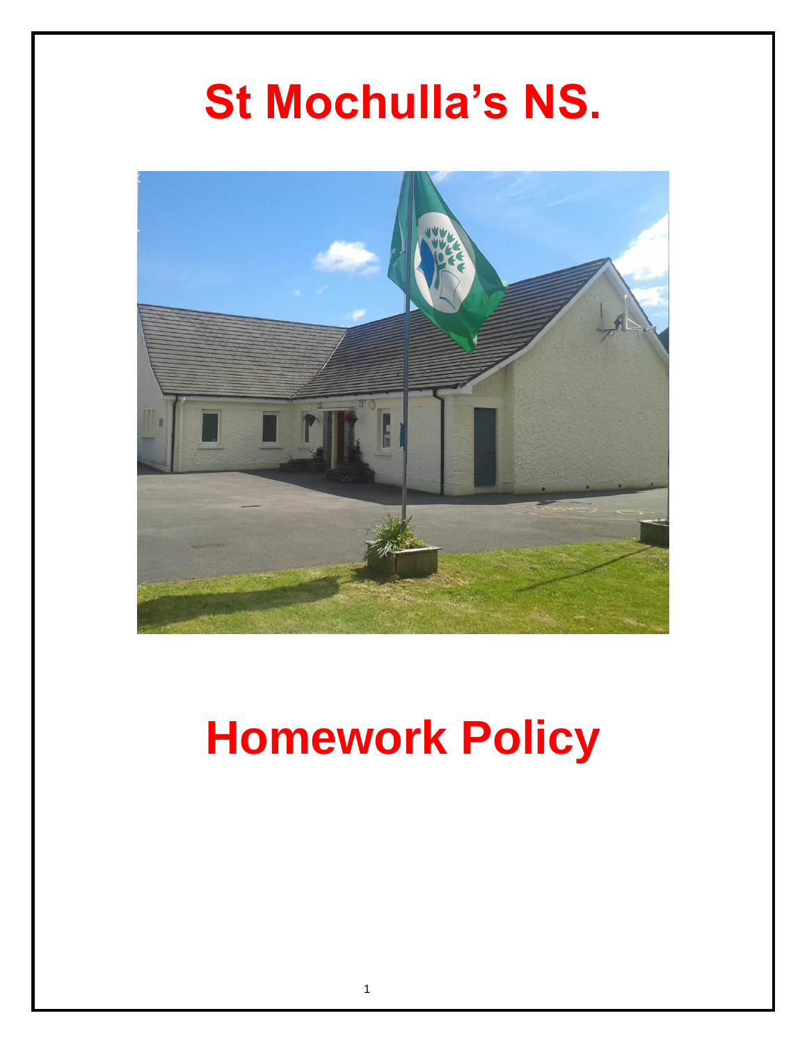# St Mochulla's NS.

# Homework Policy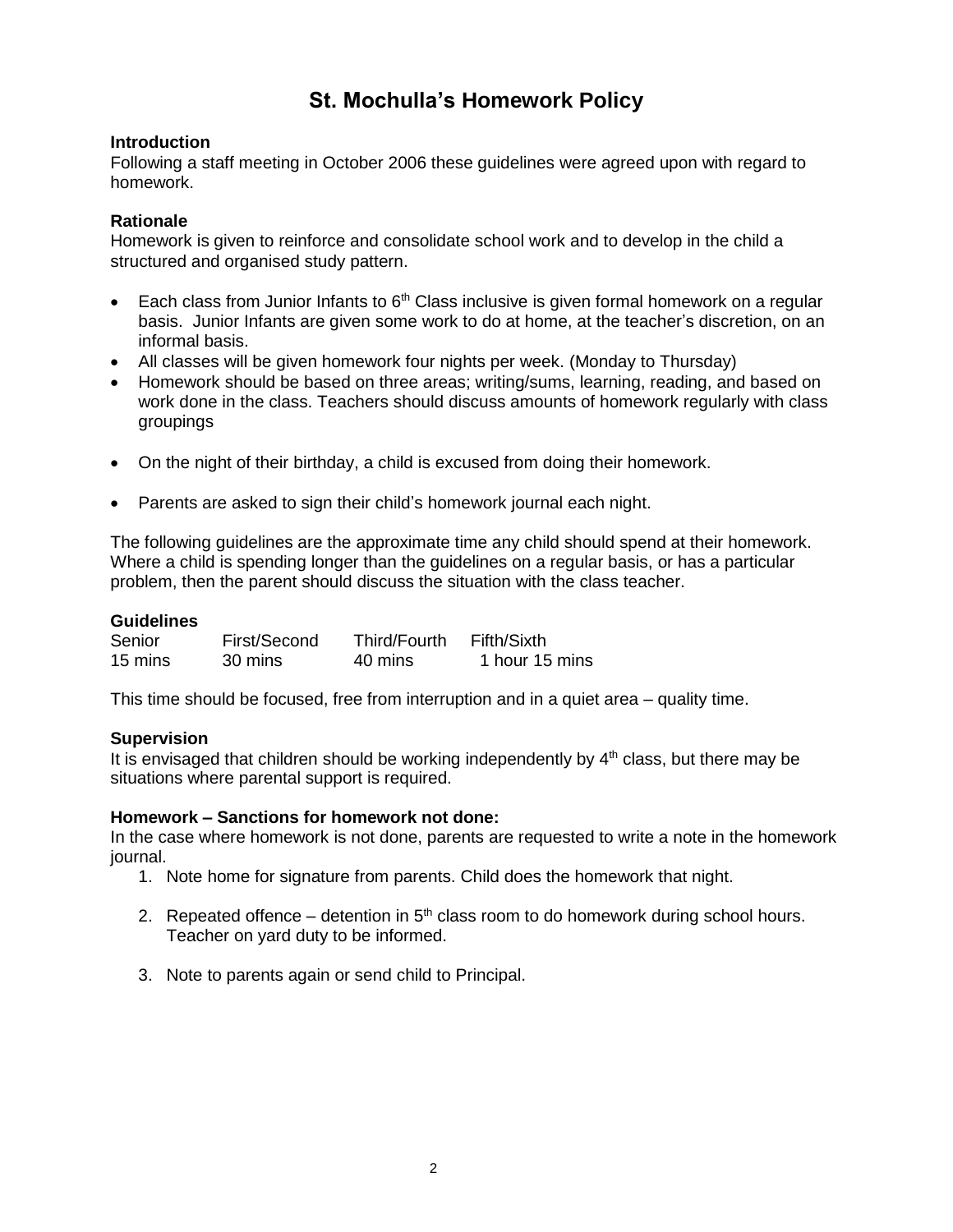# St. Mochulla's Homework Policy

### Introduction

Following a staff meeting in October 2006 these guidelines were agreed upon with regard to homework.

### Rationale

Homework is given to reinforce and consolidate school work and to develop in the child a structured and organised study pattern.

- Each class from Junior Infants to 6th Class inclusive is given formal homework on a regular basis. Junior Infants are given some work to do at home, at the teacher's discretion, on an informal basis.
- All classes will be given homework four nights per week. (Monday to Thursday)
- Homework should be based on three areas; writing/sums, learning, reading, and based on work done in the class. Teachers should discuss amounts of homework regularly with class groupings
- On the night of their birthday, a child is excused from doing their homework.
- Parents are asked to sign their child's homework journal each night.

The following guidelines are the approximate time any child should spend at their homework. Where a child is spending longer than the guidelines on a regular basis, or has a particular problem, then the parent should discuss the situation with the class teacher.

### Guidelines

| Senior | First/Second | Third/Fourth | Fifth/Sixth |
|---|---|---|---|
| 15 mins | 30 mins | 40 mins | 1 hour 15 mins |

This time should be focused, free from interruption and in a quiet area – quality time.

### Supervision

It is envisaged that children should be working independently by 4th class, but there may be situations where parental support is required.

### Homework – Sanctions for homework not done:

In the case where homework is not done, parents are requested to write a note in the homework journal.

1. Note home for signature from parents. Child does the homework that night.
2. Repeated offence – detention in 5th class room to do homework during school hours. Teacher on yard duty to be informed.
3. Note to parents again or send child to Principal.